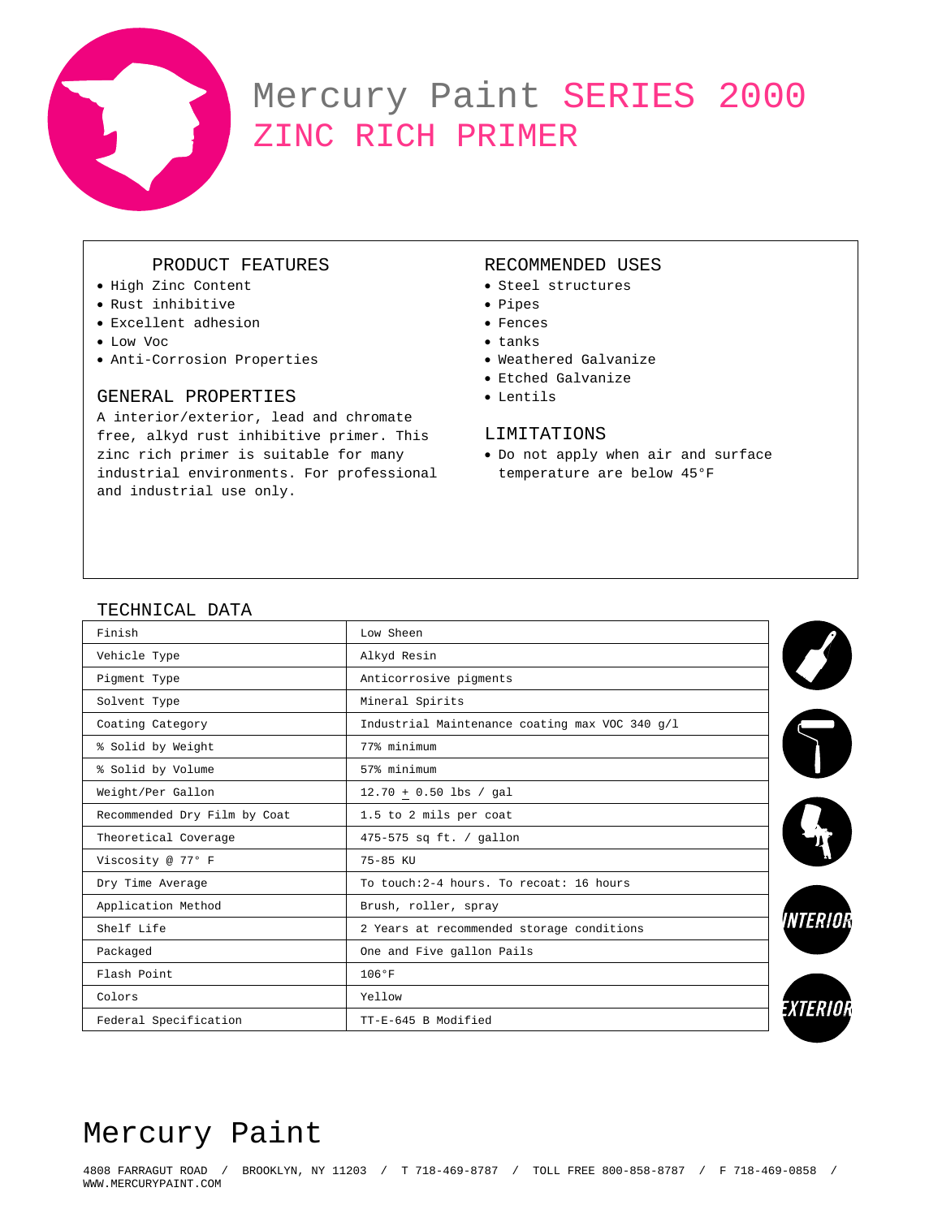# Mercury Paint SERIES 2000 ZINC RICH PRIMER

## PRODUCT FEATURES

- High Zinc Content
- Rust inhibitive
- Excellent adhesion
- Low Voc
- Anti-Corrosion Properties

## GENERAL PROPERTIES

A interior/exterior, lead and chromate free, alkyd rust inhibitive primer. This zinc rich primer is suitable for many industrial environments. For professional and industrial use only.

## RECOMMENDED USES

- Steel structures
- Pipes
- Fences
- tanks
- Weathered Galvanize
- Etched Galvanize
- Lentils

## LIMITATIONS

- Do not apply when air and surface temperature are below 45°F

## TECHNICAL DATA

| | |
|---|---|
| Finish | Low Sheen |
| Vehicle Type | Alkyd Resin |
| Pigment Type | Anticorrosive pigments |
| Solvent Type | Mineral Spirits |
| Coating Category | Industrial Maintenance coating max VOC 340 g/l |
| % Solid by Weight | 77% minimum |
| % Solid by Volume | 57% minimum |
| Weight/Per Gallon | 12.70 ± 0.50 lbs / gal |
| Recommended Dry Film by Coat | 1.5 to 2 mils per coat |
| Theoretical Coverage | 475-575 sq ft. / gallon |
| Viscosity @ 77° F | 75-85 KU |
| Dry Time Average | To touch:2-4 hours. To recoat: 16 hours |
| Application Method | Brush, roller, spray |
| Shelf Life | 2 Years at recommended storage conditions |
| Packaged | One and Five gallon Pails |
| Flash Point | 106°F |
| Colors | Yellow |
| Federal Specification | TT-E-645 B Modified |

INTERIOR

EXTERIOR

# Mercury Paint

4808 FARRAGUT ROAD / BROOKLYN, NY 11203 / T 718-469-8787 / TOLL FREE 800-858-8787 / F 718-469-0858 / WWW.MERCURYPAINT.COM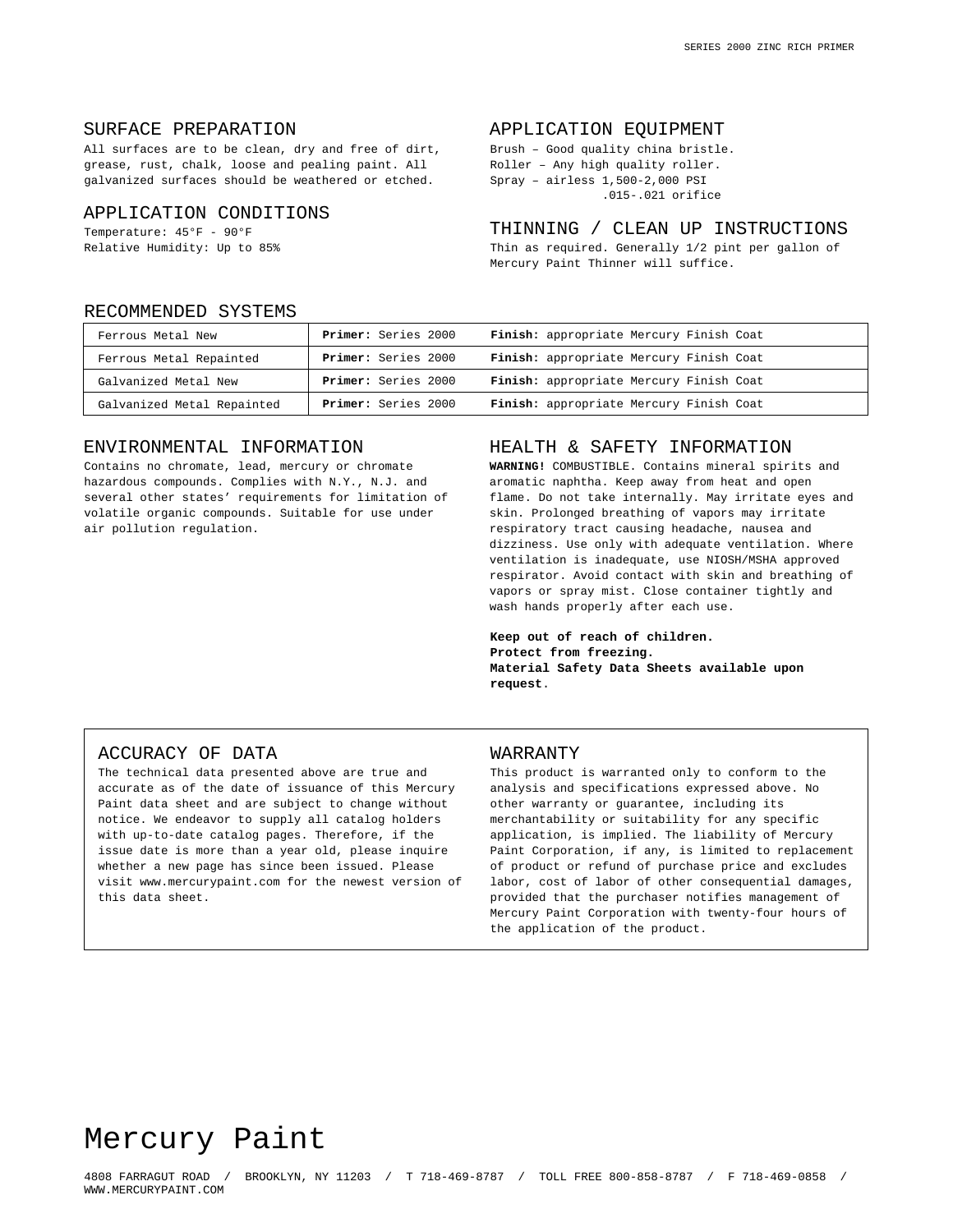## SURFACE PREPARATION

All surfaces are to be clean, dry and free of dirt, grease, rust, chalk, loose and pealing paint. All galvanized surfaces should be weathered or etched.

## APPLICATION CONDITIONS

Temperature: 45°F - 90°F
Relative Humidity: Up to 85%

## APPLICATION EQUIPMENT

Brush – Good quality china bristle.
Roller – Any high quality roller.
Spray – airless 1,500-2,000 PSI
.015-.021 orifice

## THINNING / CLEAN UP INSTRUCTIONS

Thin as required. Generally 1/2 pint per gallon of Mercury Paint Thinner will suffice.

## RECOMMENDED SYSTEMS

| | | |
|---|---|---|
| Ferrous Metal New | **Primer:** Series 2000 | **Finish:** appropriate Mercury Finish Coat |
| Ferrous Metal Repainted | **Primer:** Series 2000 | **Finish:** appropriate Mercury Finish Coat |
| Galvanized Metal New | **Primer:** Series 2000 | **Finish:** appropriate Mercury Finish Coat |
| Galvanized Metal Repainted | **Primer:** Series 2000 | **Finish:** appropriate Mercury Finish Coat |

## ENVIRONMENTAL INFORMATION

Contains no chromate, lead, mercury or chromate hazardous compounds. Complies with N.Y., N.J. and several other states' requirements for limitation of volatile organic compounds. Suitable for use under air pollution regulation.

## HEALTH & SAFETY INFORMATION

**WARNING!** COMBUSTIBLE. Contains mineral spirits and aromatic naphtha. Keep away from heat and open flame. Do not take internally. May irritate eyes and skin. Prolonged breathing of vapors may irritate respiratory tract causing headache, nausea and dizziness. Use only with adequate ventilation. Where ventilation is inadequate, use NIOSH/MSHA approved respirator. Avoid contact with skin and breathing of vapors or spray mist. Close container tightly and wash hands properly after each use.

**Keep out of reach of children.**
**Protect from freezing.**
**Material Safety Data Sheets available upon request**.

## ACCURACY OF DATA

The technical data presented above are true and accurate as of the date of issuance of this Mercury Paint data sheet and are subject to change without notice. We endeavor to supply all catalog holders with up-to-date catalog pages. Therefore, if the issue date is more than a year old, please inquire whether a new page has since been issued. Please visit www.mercurypaint.com for the newest version of this data sheet.

## WARRANTY

This product is warranted only to conform to the analysis and specifications expressed above. No other warranty or guarantee, including its merchantability or suitability for any specific application, is implied. The liability of Mercury Paint Corporation, if any, is limited to replacement of product or refund of purchase price and excludes labor, cost of labor of other consequential damages, provided that the purchaser notifies management of Mercury Paint Corporation with twenty-four hours of the application of the product.

# Mercury Paint

4808 FARRAGUT ROAD / BROOKLYN, NY 11203 / T 718-469-8787 / TOLL FREE 800-858-8787 / F 718-469-0858 / WWW.MERCURYPAINT.COM